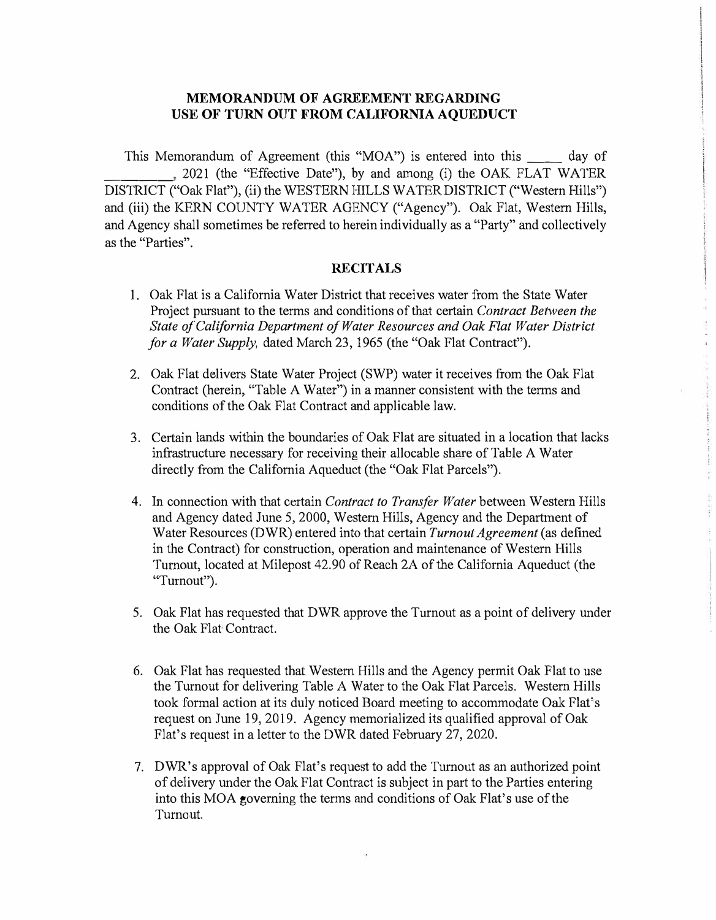# MEMORANDUM OF AGREEMENT REGARDING USE OF TURN OUT FROM CALIFORNIA AQUEDUCT

This Memorandum of Agreement (this "MOA") is entered into this _____ day of __________, 2021 (the "Effective Date"), by and among (i) the OAK FLAT WATER DISTRICT ("Oak Flat"), (ii) the WESTERN HILLS WATER DISTRICT ("Western Hills") and (iii) the KERN COUNTY WATER AGENCY ("Agency"). Oak Flat, Western Hills, and Agency shall sometimes be referred to herein individually as a "Party" and collectively as the "Parties".

## RECITALS

1. Oak Flat is a California Water District that receives water from the State Water Project pursuant to the terms and conditions of that certain *Contract Between the State of California Department of Water Resources and Oak Flat Water District for a Water Supply,* dated March 23, 1965 (the "Oak Flat Contract").

2. Oak Flat delivers State Water Project (SWP) water it receives from the Oak Flat Contract (herein, "Table A Water") in a manner consistent with the terms and conditions of the Oak Flat Contract and applicable law.

3. Certain lands within the boundaries of Oak Flat are situated in a location that lacks infrastructure necessary for receiving their allocable share of Table A Water directly from the California Aqueduct (the "Oak Flat Parcels").

4. In connection with that certain *Contract to Transfer Water* between Western Hills and Agency dated June 5, 2000, Western Hills, Agency and the Department of Water Resources (DWR) entered into that certain *Turnout Agreement* (as defined in the Contract) for construction, operation and maintenance of Western Hills Turnout, located at Milepost 42.90 of Reach 2A of the California Aqueduct (the "Turnout").

5. Oak Flat has requested that DWR approve the Turnout as a point of delivery under the Oak Flat Contract.

6. Oak Flat has requested that Western Hills and the Agency permit Oak Flat to use the Turnout for delivering Table A Water to the Oak Flat Parcels. Western Hills took formal action at its duly noticed Board meeting to accommodate Oak Flat's request on June 19, 2019. Agency memorialized its qualified approval of Oak Flat's request in a letter to the DWR dated February 27, 2020.

7. DWR's approval of Oak Flat's request to add the Turnout as an authorized point of delivery under the Oak Flat Contract is subject in part to the Parties entering into this MOA governing the terms and conditions of Oak Flat's use of the Turnout.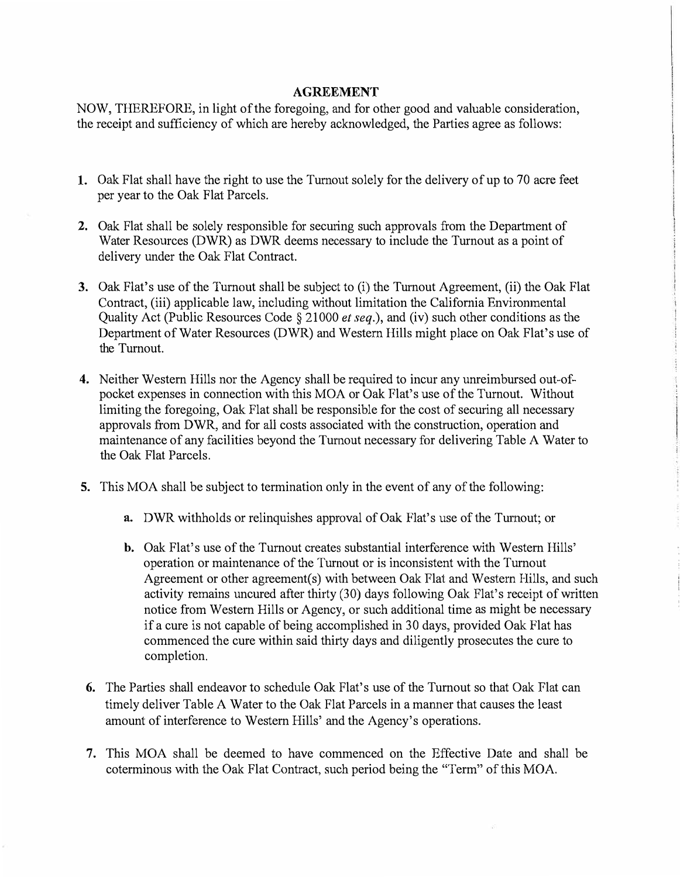## AGREEMENT

NOW, THEREFORE, in light of the foregoing, and for other good and valuable consideration, the receipt and sufficiency of which are hereby acknowledged, the Parties agree as follows:

1. Oak Flat shall have the right to use the Turnout solely for the delivery of up to 70 acre feet per year to the Oak Flat Parcels.

2. Oak Flat shall be solely responsible for securing such approvals from the Department of Water Resources (DWR) as DWR deems necessary to include the Turnout as a point of delivery under the Oak Flat Contract.

3. Oak Flat's use of the Turnout shall be subject to (i) the Turnout Agreement, (ii) the Oak Flat Contract, (iii) applicable law, including without limitation the California Environmental Quality Act (Public Resources Code § 21000 *et seq.*), and (iv) such other conditions as the Department of Water Resources (DWR) and Western Hills might place on Oak Flat's use of the Turnout.

4. Neither Western Hills nor the Agency shall be required to incur any unreimbursed out-of-pocket expenses in connection with this MOA or Oak Flat's use of the Turnout. Without limiting the foregoing, Oak Flat shall be responsible for the cost of securing all necessary approvals from DWR, and for all costs associated with the construction, operation and maintenance of any facilities beyond the Turnout necessary for delivering Table A Water to the Oak Flat Parcels.

5. This MOA shall be subject to termination only in the event of any of the following:

   a. DWR withholds or relinquishes approval of Oak Flat's use of the Turnout; or

   b. Oak Flat's use of the Turnout creates substantial interference with Western Hills' operation or maintenance of the Turnout or is inconsistent with the Turnout Agreement or other agreement(s) with between Oak Flat and Western Hills, and such activity remains uncured after thirty (30) days following Oak Flat's receipt of written notice from Western Hills or Agency, or such additional time as might be necessary if a cure is not capable of being accomplished in 30 days, provided Oak Flat has commenced the cure within said thirty days and diligently prosecutes the cure to completion.

6. The Parties shall endeavor to schedule Oak Flat's use of the Turnout so that Oak Flat can timely deliver Table A Water to the Oak Flat Parcels in a manner that causes the least amount of interference to Western Hills' and the Agency's operations.

7. This MOA shall be deemed to have commenced on the Effective Date and shall be coterminous with the Oak Flat Contract, such period being the "Term" of this MOA.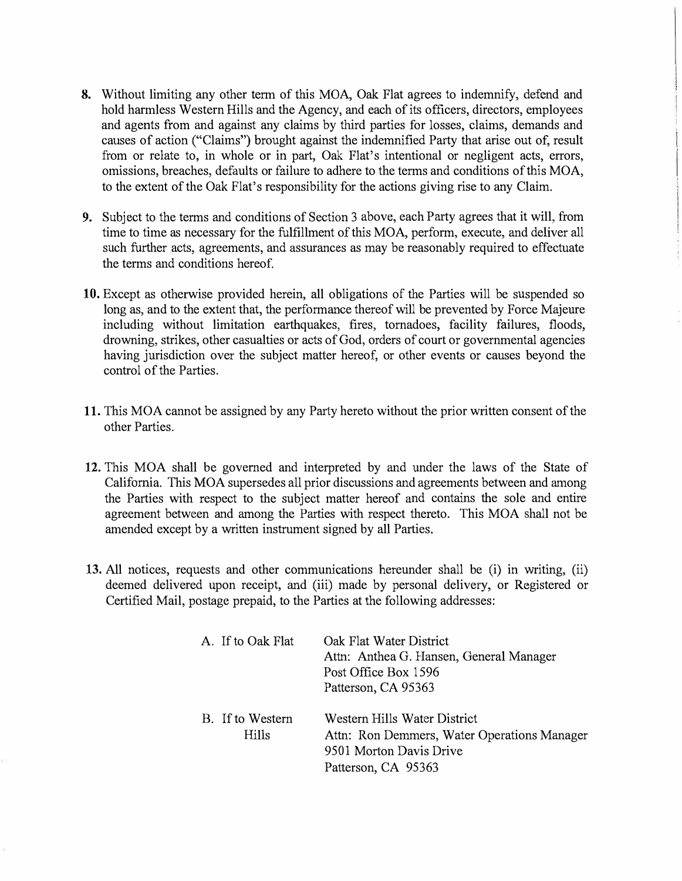8. Without limiting any other term of this MOA, Oak Flat agrees to indemnify, defend and hold harmless Western Hills and the Agency, and each of its officers, directors, employees and agents from and against any claims by third parties for losses, claims, demands and causes of action ("Claims") brought against the indemnified Party that arise out of, result from or relate to, in whole or in part, Oak Flat's intentional or negligent acts, errors, omissions, breaches, defaults or failure to adhere to the terms and conditions of this MOA, to the extent of the Oak Flat's responsibility for the actions giving rise to any Claim.

9. Subject to the terms and conditions of Section 3 above, each Party agrees that it will, from time to time as necessary for the fulfillment of this MOA, perform, execute, and deliver all such further acts, agreements, and assurances as may be reasonably required to effectuate the terms and conditions hereof.

10. Except as otherwise provided herein, all obligations of the Parties will be suspended so long as, and to the extent that, the performance thereof will be prevented by Force Majeure including without limitation earthquakes, fires, tornadoes, facility failures, floods, drowning, strikes, other casualties or acts of God, orders of court or governmental agencies having jurisdiction over the subject matter hereof, or other events or causes beyond the control of the Parties.

11. This MOA cannot be assigned by any Party hereto without the prior written consent of the other Parties.

12. This MOA shall be governed and interpreted by and under the laws of the State of California. This MOA supersedes all prior discussions and agreements between and among the Parties with respect to the subject matter hereof and contains the sole and entire agreement between and among the Parties with respect thereto. This MOA shall not be amended except by a written instrument signed by all Parties.

13. All notices, requests and other communications hereunder shall be (i) in writing, (ii) deemed delivered upon receipt, and (iii) made by personal delivery, or Registered or Certified Mail, postage prepaid, to the Parties at the following addresses:

A. If to Oak Flat

Oak Flat Water District
Attn: Anthea G. Hansen, General Manager
Post Office Box 1596
Patterson, CA 95363

B. If to Western Hills

Western Hills Water District
Attn: Ron Demmers, Water Operations Manager
9501 Morton Davis Drive
Patterson, CA 95363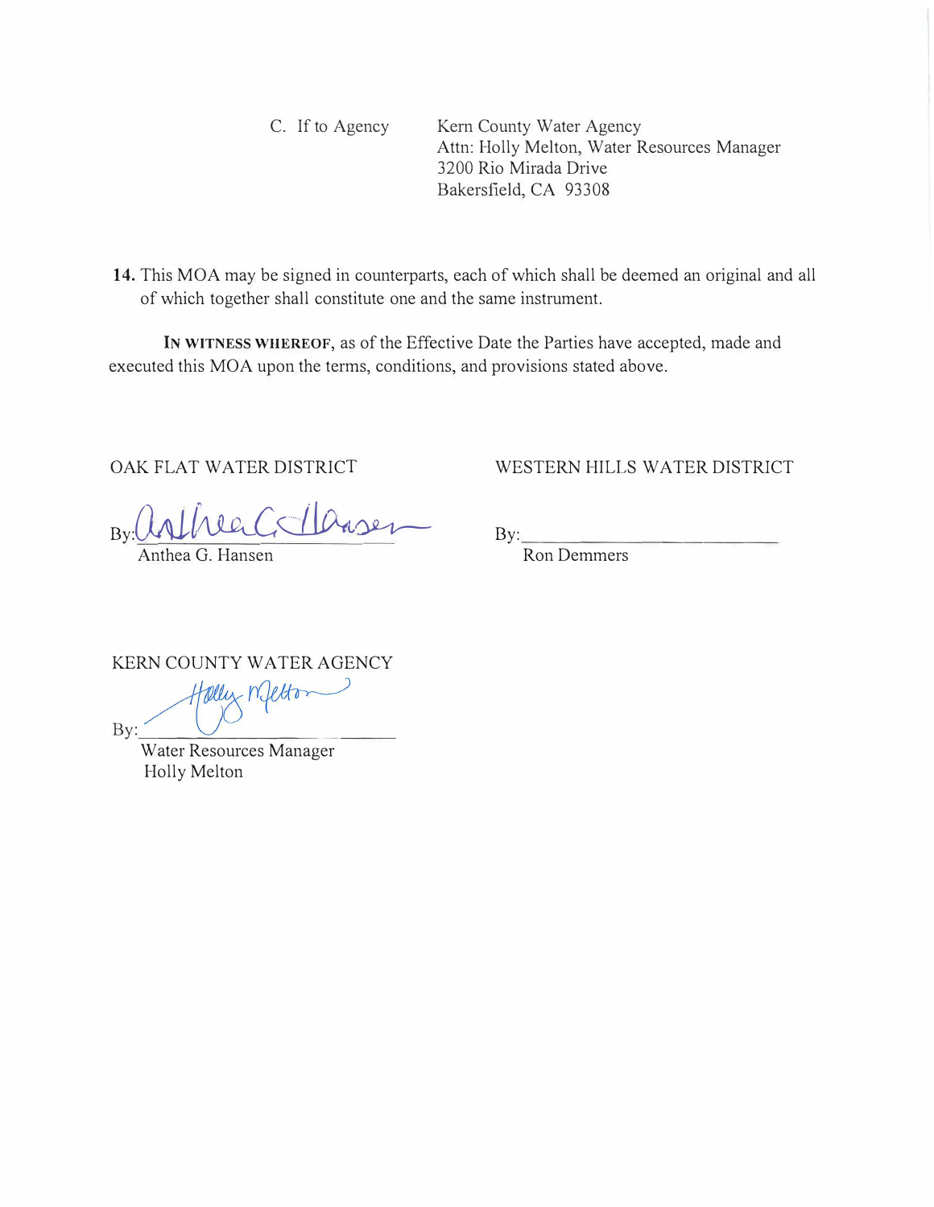C. If to Agency

Kern County Water Agency
Attn: Holly Melton, Water Resources Manager
3200 Rio Mirada Drive
Bakersfield, CA 93308

**14.** This MOA may be signed in counterparts, each of which shall be deemed an original and all of which together shall constitute one and the same instrument.

**IN WITNESS WHEREOF**, as of the Effective Date the Parties have accepted, made and executed this MOA upon the terms, conditions, and provisions stated above.

OAK FLAT WATER DISTRICT

By: ______________________
Anthea G. Hansen

WESTERN HILLS WATER DISTRICT

By: ______________________
Ron Demmers

KERN COUNTY WATER AGENCY

By: ______________________
Water Resources Manager
Holly Melton